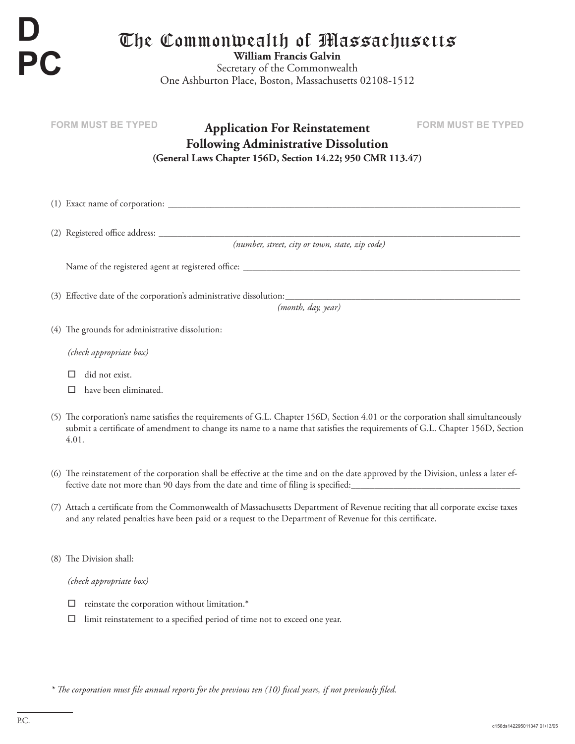D
PC

# The Commonwealth of Massachusetts

**William Francis Galvin**
Secretary of the Commonwealth
One Ashburton Place, Boston, Massachusetts 02108-1512

FORM MUST BE TYPED

## Application For Reinstatement Following Administrative Dissolution

**(General Laws Chapter 156D, Section 14.22; 950 CMR 113.47)**

FORM MUST BE TYPED

(1) Exact name of corporation: ______________________________________________

(2) Registered office address: ______________________________________________
*(number, street, city or town, state, zip code)*

Name of the registered agent at registered office: ______________________________

(3) Effective date of the corporation's administrative dissolution: ______________________
*(month, day, year)*

(4) The grounds for administrative dissolution:

*(check appropriate box)*

☐ did not exist.

☐ have been eliminated.

(5) The corporation's name satisfies the requirements of G.L. Chapter 156D, Section 4.01 or the corporation shall simultaneously submit a certificate of amendment to change its name to a name that satisfies the requirements of G.L. Chapter 156D, Section 4.01.

(6) The reinstatement of the corporation shall be effective at the time and on the date approved by the Division, unless a later effective date not more than 90 days from the date and time of filing is specified: ______________________

(7) Attach a certificate from the Commonwealth of Massachusetts Department of Revenue reciting that all corporate excise taxes and any related penalties have been paid or a request to the Department of Revenue for this certificate.

(8) The Division shall:

*(check appropriate box)*

☐ reinstate the corporation without limitation.*

☐ limit reinstatement to a specified period of time not to exceed one year.

*\* The corporation must file annual reports for the previous ten (10) fiscal years, if not previously filed.*

P.C.

c156ds142295011347 01/13/05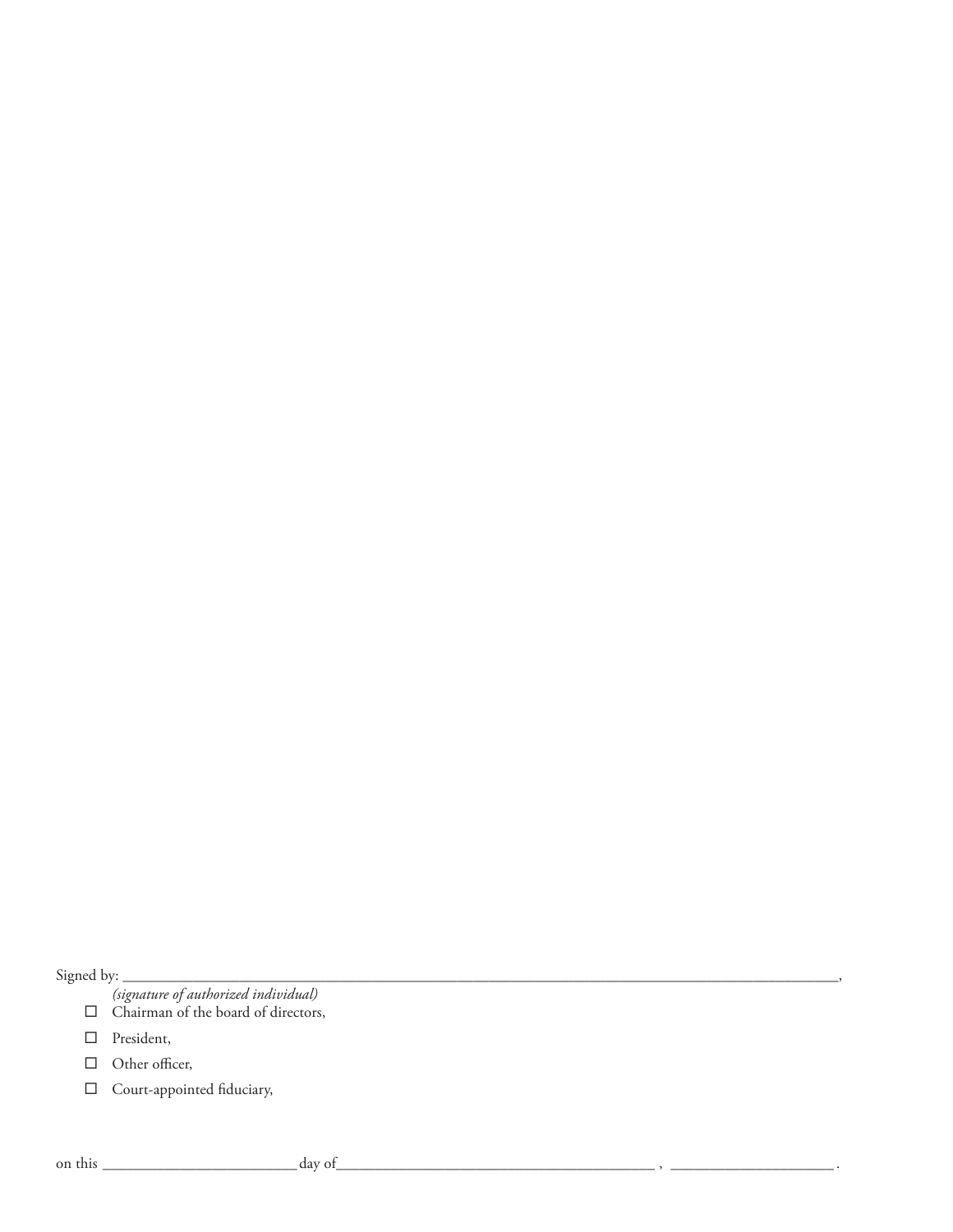Signed by: ________________________________________________________________________________________________,
*(signature of authorized individual)*

- ☐ Chairman of the board of directors,
- ☐ President,
- ☐ Other officer,
- ☐ Court-appointed fiduciary,

on this ________________________ day of ________________________________________ , ____________________ .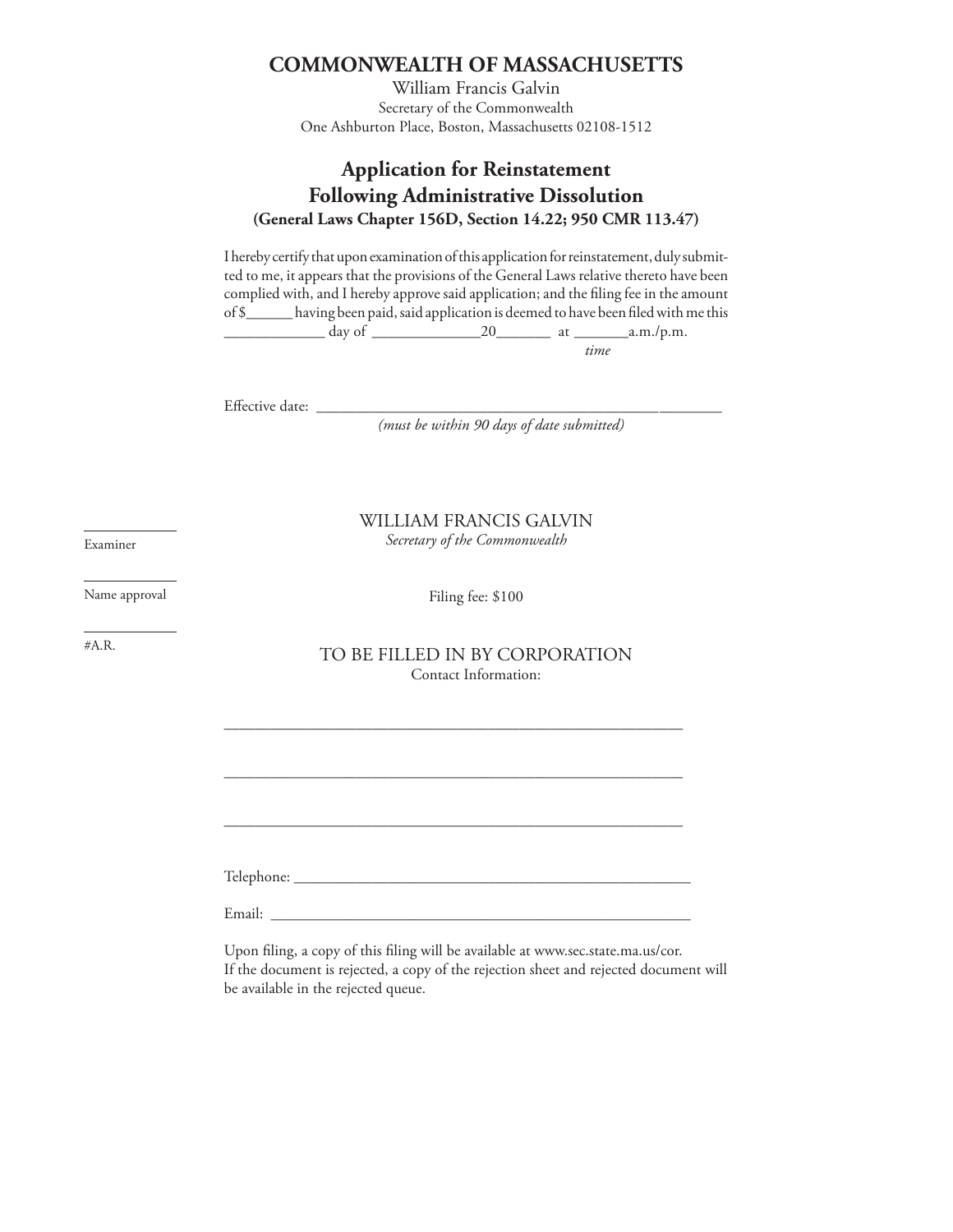# COMMONWEALTH OF MASSACHUSETTS

William Francis Galvin
Secretary of the Commonwealth
One Ashburton Place, Boston, Massachusetts 02108-1512

## Application for Reinstatement Following Administrative Dissolution

**(General Laws Chapter 156D, Section 14.22; 950 CMR 113.47)**

I hereby certify that upon examination of this application for reinstatement, duly submitted to me, it appears that the provisions of the General Laws relative thereto have been complied with, and I hereby approve said application; and the filing fee in the amount of $______ having been paid, said application is deemed to have been filed with me this _____________ day of ______________20_______ at _______a.m./p.m.
*time*

Effective date: ___________________________________________________________
*(must be within 90 days of date submitted)*

WILLIAM FRANCIS GALVIN
*Secretary of the Commonwealth*

____________
Examiner

____________
Name approval

____________
#A.R.

Filing fee: $100

TO BE FILLED IN BY CORPORATION
Contact Information:

___________________________________________________________

___________________________________________________________

___________________________________________________________

Telephone: ___________________________________________________

Email: ______________________________________________________

Upon filing, a copy of this filing will be available at www.sec.state.ma.us/cor.
If the document is rejected, a copy of the rejection sheet and rejected document will be available in the rejected queue.